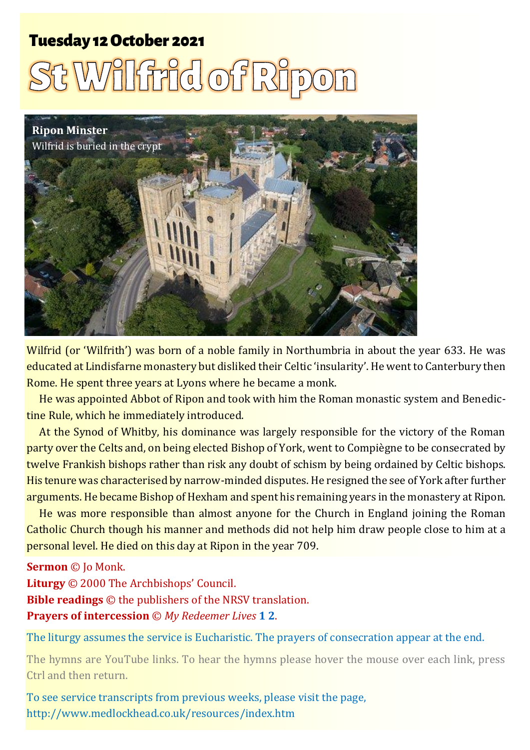**Tuesday 12 October 2021**

# St Wilfrid of Ripon

**Ripon Minster**
Wilfrid is buried in the crypt

Wilfrid (or 'Wilfrith') was born of a noble family in Northumbria in about the year 633. He was educated at Lindisfarne monastery but disliked their Celtic 'insularity'. He went to Canterbury then Rome. He spent three years at Lyons where he became a monk.

He was appointed Abbot of Ripon and took with him the Roman monastic system and Benedictine Rule, which he immediately introduced.

At the Synod of Whitby, his dominance was largely responsible for the victory of the Roman party over the Celts and, on being elected Bishop of York, went to Compiègne to be consecrated by twelve Frankish bishops rather than risk any doubt of schism by being ordained by Celtic bishops. His tenure was characterised by narrow-minded disputes. He resigned the see of York after further arguments. He became Bishop of Hexham and spent his remaining years in the monastery at Ripon.

He was more responsible than almost anyone for the Church in England joining the Roman Catholic Church though his manner and methods did not help him draw people close to him at a personal level. He died on this day at Ripon in the year 709.

**Sermon** © Jo Monk.
**Liturgy** © 2000 The Archbishops' Council.
**Bible readings** © the publishers of the NRSV translation.
**Prayers of intercession** © *My Redeemer Lives* **1** **2**.

The liturgy assumes the service is Eucharistic. The prayers of consecration appear at the end.

The hymns are YouTube links. To hear the hymns please hover the mouse over each link, press Ctrl and then return.

To see service transcripts from previous weeks, please visit the page, http://www.medlockhead.co.uk/resources/index.htm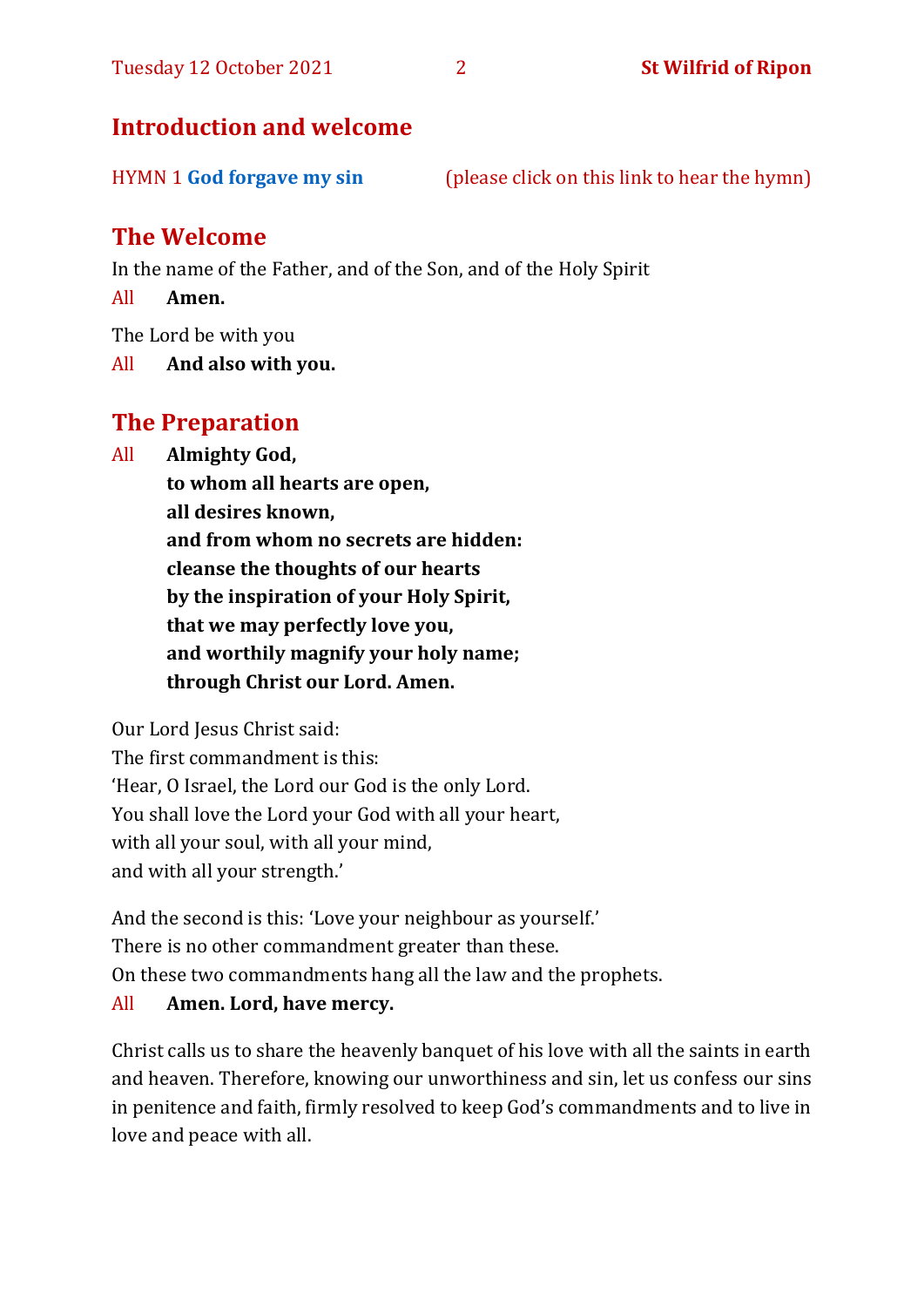## Introduction and welcome

HYMN 1 **God forgave my sin** (please click on this link to hear the hymn)

## The Welcome

In the name of the Father, and of the Son, and of the Holy Spirit

All **Amen.**

The Lord be with you

All **And also with you.**

## The Preparation

All **Almighty God,**
**to whom all hearts are open,**
**all desires known,**
**and from whom no secrets are hidden:**
**cleanse the thoughts of our hearts**
**by the inspiration of your Holy Spirit,**
**that we may perfectly love you,**
**and worthily magnify your holy name;**
**through Christ our Lord. Amen.**

Our Lord Jesus Christ said:
The first commandment is this:
'Hear, O Israel, the Lord our God is the only Lord.
You shall love the Lord your God with all your heart,
with all your soul, with all your mind,
and with all your strength.'

And the second is this: 'Love your neighbour as yourself.'
There is no other commandment greater than these.
On these two commandments hang all the law and the prophets.

All **Amen. Lord, have mercy.**

Christ calls us to share the heavenly banquet of his love with all the saints in earth and heaven. Therefore, knowing our unworthiness and sin, let us confess our sins in penitence and faith, firmly resolved to keep God's commandments and to live in love and peace with all.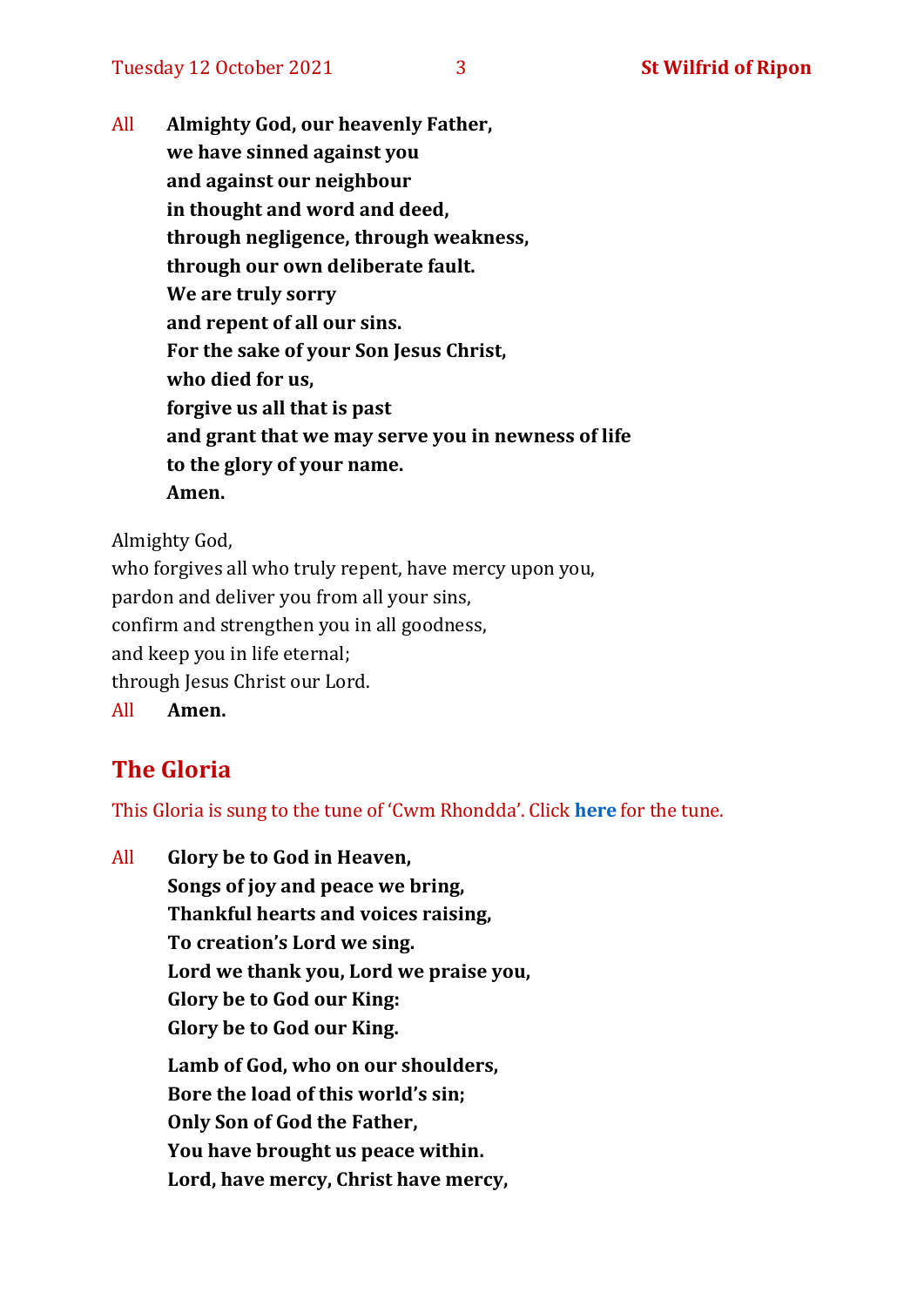All **Almighty God, our heavenly Father,**
**we have sinned against you**
**and against our neighbour**
**in thought and word and deed,**
**through negligence, through weakness,**
**through our own deliberate fault.**
**We are truly sorry**
**and repent of all our sins.**
**For the sake of your Son Jesus Christ,**
**who died for us,**
**forgive us all that is past**
**and grant that we may serve you in newness of life**
**to the glory of your name.**
**Amen.**

Almighty God,
who forgives all who truly repent, have mercy upon you,
pardon and deliver you from all your sins,
confirm and strengthen you in all goodness,
and keep you in life eternal;
through Jesus Christ our Lord.
All **Amen.**

## The Gloria

This Gloria is sung to the tune of 'Cwm Rhondda'. Click **here** for the tune.

All **Glory be to God in Heaven,**
**Songs of joy and peace we bring,**
**Thankful hearts and voices raising,**
**To creation's Lord we sing.**
**Lord we thank you, Lord we praise you,**
**Glory be to God our King:**
**Glory be to God our King.**

**Lamb of God, who on our shoulders,**
**Bore the load of this world's sin;**
**Only Son of God the Father,**
**You have brought us peace within.**
**Lord, have mercy, Christ have mercy,**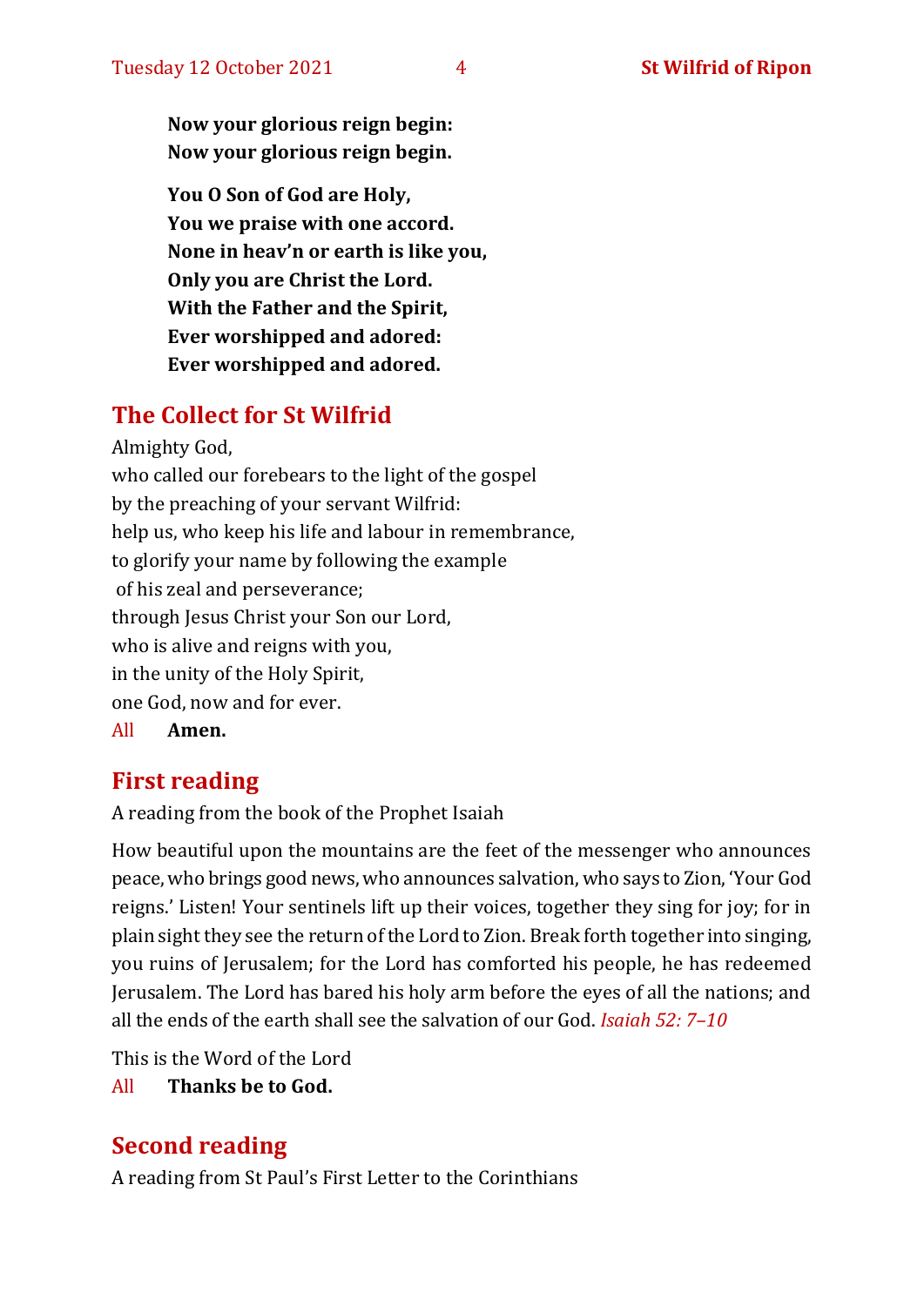**Now your glorious reign begin:**
**Now your glorious reign begin.**

**You O Son of God are Holy,**
**You we praise with one accord.**
**None in heav'n or earth is like you,**
**Only you are Christ the Lord.**
**With the Father and the Spirit,**
**Ever worshipped and adored:**
**Ever worshipped and adored.**

## The Collect for St Wilfrid

Almighty God,
who called our forebears to the light of the gospel
by the preaching of your servant Wilfrid:
help us, who keep his life and labour in remembrance,
to glorify your name by following the example
of his zeal and perseverance;
through Jesus Christ your Son our Lord,
who is alive and reigns with you,
in the unity of the Holy Spirit,
one God, now and for ever.

All **Amen.**

## First reading

A reading from the book of the Prophet Isaiah

How beautiful upon the mountains are the feet of the messenger who announces peace, who brings good news, who announces salvation, who says to Zion, 'Your God reigns.' Listen! Your sentinels lift up their voices, together they sing for joy; for in plain sight they see the return of the Lord to Zion. Break forth together into singing, you ruins of Jerusalem; for the Lord has comforted his people, he has redeemed Jerusalem. The Lord has bared his holy arm before the eyes of all the nations; and all the ends of the earth shall see the salvation of our God. *Isaiah 52: 7–10*

This is the Word of the Lord

All **Thanks be to God.**

## Second reading

A reading from St Paul's First Letter to the Corinthians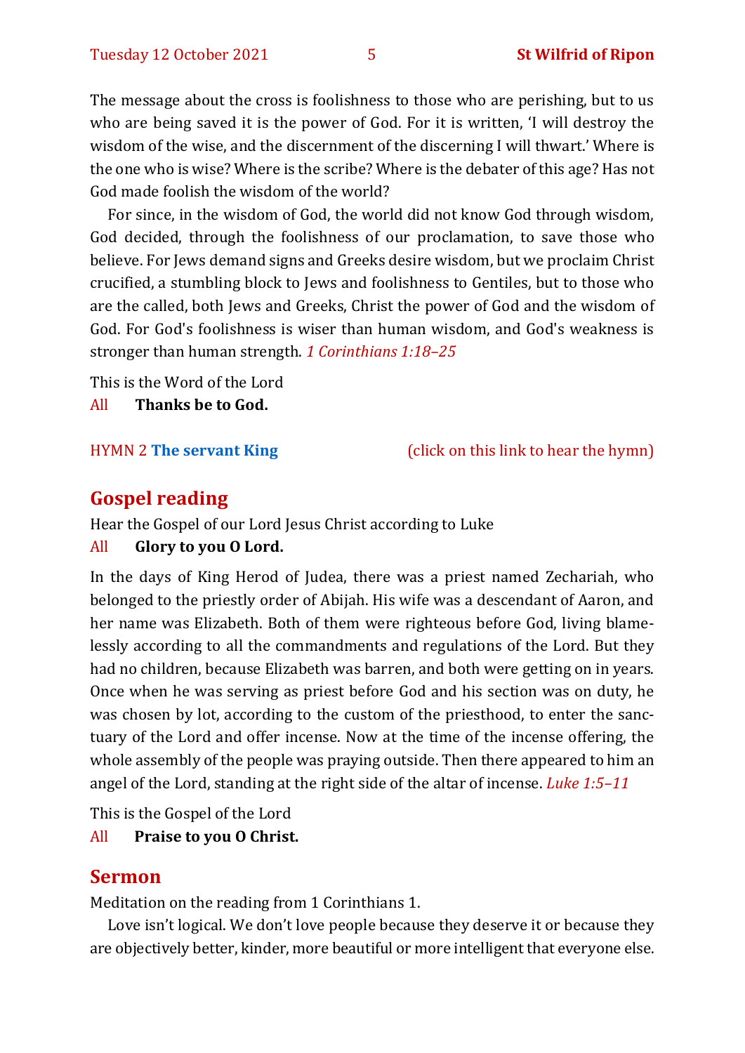The message about the cross is foolishness to those who are perishing, but to us who are being saved it is the power of God. For it is written, 'I will destroy the wisdom of the wise, and the discernment of the discerning I will thwart.' Where is the one who is wise? Where is the scribe? Where is the debater of this age? Has not God made foolish the wisdom of the world?

For since, in the wisdom of God, the world did not know God through wisdom, God decided, through the foolishness of our proclamation, to save those who believe. For Jews demand signs and Greeks desire wisdom, but we proclaim Christ crucified, a stumbling block to Jews and foolishness to Gentiles, but to those who are the called, both Jews and Greeks, Christ the power of God and the wisdom of God. For God's foolishness is wiser than human wisdom, and God's weakness is stronger than human strength. *1 Corinthians 1:18–25*

This is the Word of the Lord
All **Thanks be to God.**

HYMN 2 **The servant King** (click on this link to hear the hymn)

## Gospel reading

Hear the Gospel of our Lord Jesus Christ according to Luke
All **Glory to you O Lord.**

In the days of King Herod of Judea, there was a priest named Zechariah, who belonged to the priestly order of Abijah. His wife was a descendant of Aaron, and her name was Elizabeth. Both of them were righteous before God, living blamelessly according to all the commandments and regulations of the Lord. But they had no children, because Elizabeth was barren, and both were getting on in years. Once when he was serving as priest before God and his section was on duty, he was chosen by lot, according to the custom of the priesthood, to enter the sanctuary of the Lord and offer incense. Now at the time of the incense offering, the whole assembly of the people was praying outside. Then there appeared to him an angel of the Lord, standing at the right side of the altar of incense. *Luke 1:5–11*

This is the Gospel of the Lord
All **Praise to you O Christ.**

## Sermon

Meditation on the reading from 1 Corinthians 1.

Love isn't logical. We don't love people because they deserve it or because they are objectively better, kinder, more beautiful or more intelligent that everyone else.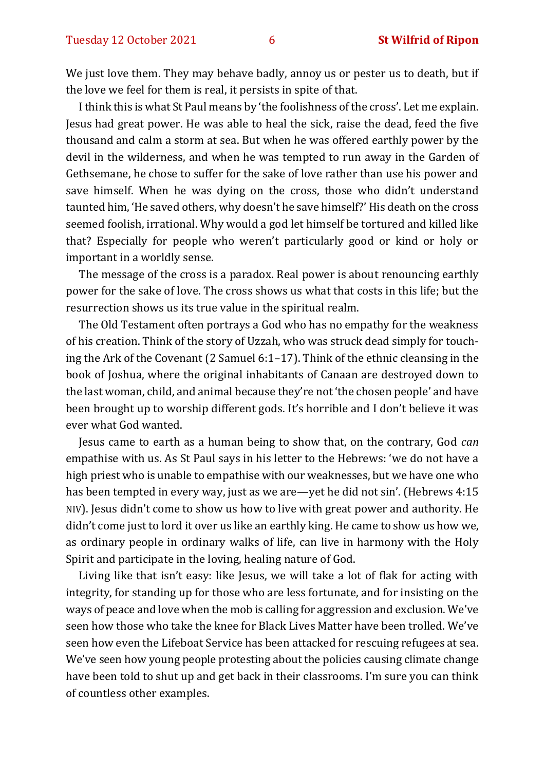We just love them. They may behave badly, annoy us or pester us to death, but if the love we feel for them is real, it persists in spite of that.

I think this is what St Paul means by 'the foolishness of the cross'. Let me explain. Jesus had great power. He was able to heal the sick, raise the dead, feed the five thousand and calm a storm at sea. But when he was offered earthly power by the devil in the wilderness, and when he was tempted to run away in the Garden of Gethsemane, he chose to suffer for the sake of love rather than use his power and save himself. When he was dying on the cross, those who didn't understand taunted him, 'He saved others, why doesn't he save himself?' His death on the cross seemed foolish, irrational. Why would a god let himself be tortured and killed like that? Especially for people who weren't particularly good or kind or holy or important in a worldly sense.

The message of the cross is a paradox. Real power is about renouncing earthly power for the sake of love. The cross shows us what that costs in this life; but the resurrection shows us its true value in the spiritual realm.

The Old Testament often portrays a God who has no empathy for the weakness of his creation. Think of the story of Uzzah, who was struck dead simply for touching the Ark of the Covenant (2 Samuel 6:1–17). Think of the ethnic cleansing in the book of Joshua, where the original inhabitants of Canaan are destroyed down to the last woman, child, and animal because they're not 'the chosen people' and have been brought up to worship different gods. It's horrible and I don't believe it was ever what God wanted.

Jesus came to earth as a human being to show that, on the contrary, God *can* empathise with us. As St Paul says in his letter to the Hebrews: 'we do not have a high priest who is unable to empathise with our weaknesses, but we have one who has been tempted in every way, just as we are—yet he did not sin'. (Hebrews 4:15 NIV). Jesus didn't come to show us how to live with great power and authority. He didn't come just to lord it over us like an earthly king. He came to show us how we, as ordinary people in ordinary walks of life, can live in harmony with the Holy Spirit and participate in the loving, healing nature of God.

Living like that isn't easy: like Jesus, we will take a lot of flak for acting with integrity, for standing up for those who are less fortunate, and for insisting on the ways of peace and love when the mob is calling for aggression and exclusion. We've seen how those who take the knee for Black Lives Matter have been trolled. We've seen how even the Lifeboat Service has been attacked for rescuing refugees at sea. We've seen how young people protesting about the policies causing climate change have been told to shut up and get back in their classrooms. I'm sure you can think of countless other examples.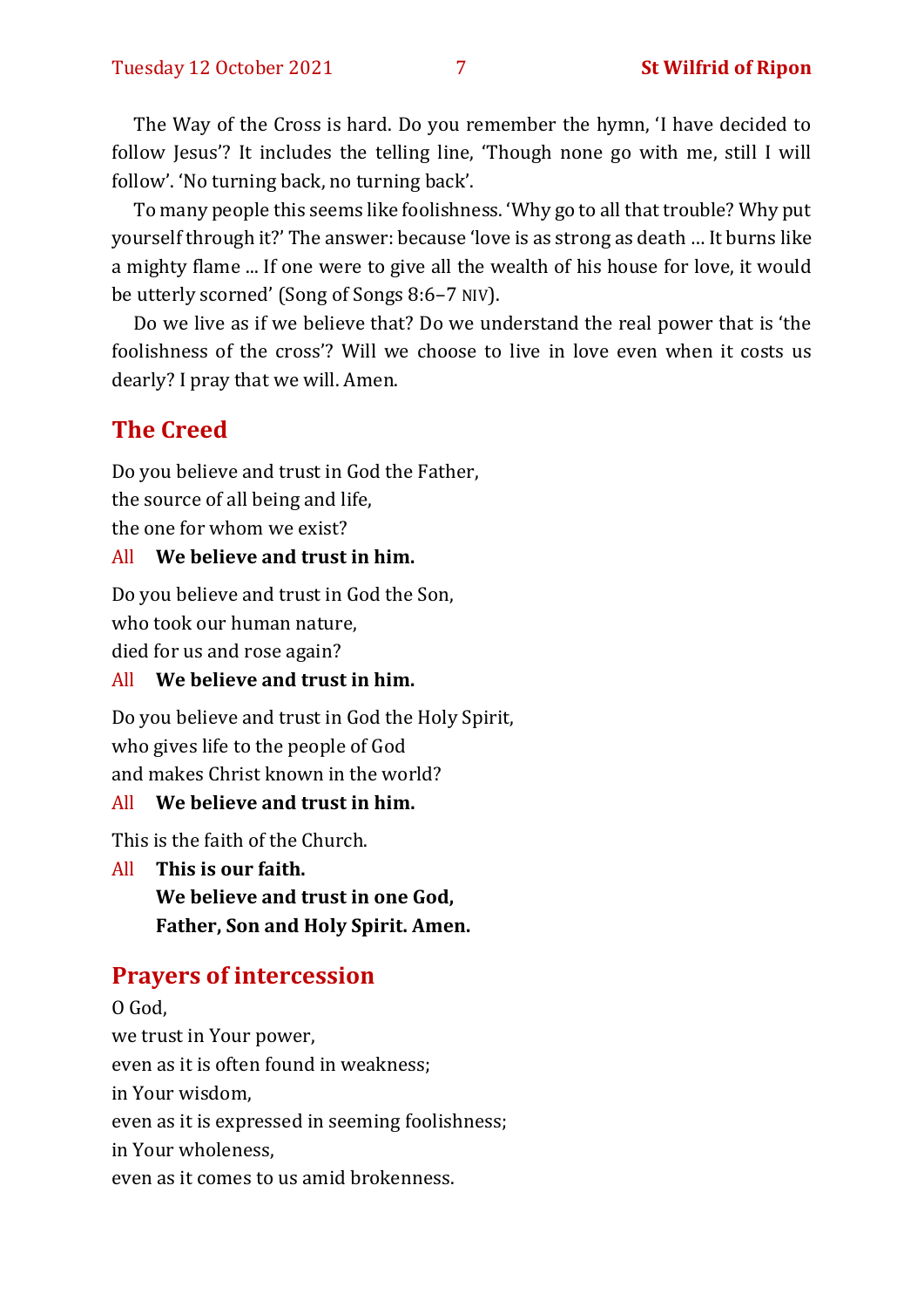The Way of the Cross is hard. Do you remember the hymn, 'I have decided to follow Jesus'? It includes the telling line, 'Though none go with me, still I will follow'. 'No turning back, no turning back'.

To many people this seems like foolishness. 'Why go to all that trouble? Why put yourself through it?' The answer: because 'love is as strong as death … It burns like a mighty flame ... If one were to give all the wealth of his house for love, it would be utterly scorned' (Song of Songs 8:6–7 NIV).

Do we live as if we believe that? Do we understand the real power that is 'the foolishness of the cross'? Will we choose to live in love even when it costs us dearly? I pray that we will. Amen.

## The Creed

Do you believe and trust in God the Father,
the source of all being and life,
the one for whom we exist?

All **We believe and trust in him.**

Do you believe and trust in God the Son,
who took our human nature,
died for us and rose again?

All **We believe and trust in him.**

Do you believe and trust in God the Holy Spirit,
who gives life to the people of God
and makes Christ known in the world?

All **We believe and trust in him.**

This is the faith of the Church.

All **This is our faith.**
**We believe and trust in one God,**
**Father, Son and Holy Spirit. Amen.**

## Prayers of intercession

O God,
we trust in Your power,
even as it is often found in weakness;
in Your wisdom,
even as it is expressed in seeming foolishness;
in Your wholeness,
even as it comes to us amid brokenness.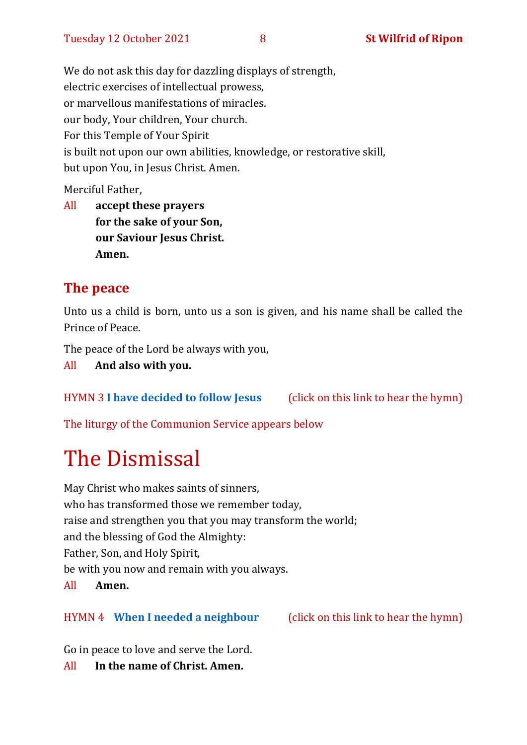We do not ask this day for dazzling displays of strength,
electric exercises of intellectual prowess,
or marvellous manifestations of miracles.
our body, Your children, Your church.
For this Temple of Your Spirit
is built not upon our own abilities, knowledge, or restorative skill,
but upon You, in Jesus Christ. Amen.

Merciful Father,

All **accept these prayers**
**for the sake of your Son,**
**our Saviour Jesus Christ.**
**Amen.**

## The peace

Unto us a child is born, unto us a son is given, and his name shall be called the Prince of Peace.

The peace of the Lord be always with you,

All **And also with you.**

HYMN 3 **I have decided to follow Jesus** (click on this link to hear the hymn)

The liturgy of the Communion Service appears below

# The Dismissal

May Christ who makes saints of sinners,
who has transformed those we remember today,
raise and strengthen you that you may transform the world;
and the blessing of God the Almighty:
Father, Son, and Holy Spirit,
be with you now and remain with you always.

All **Amen.**

HYMN 4 **When I needed a neighbour** (click on this link to hear the hymn)

Go in peace to love and serve the Lord.

All **In the name of Christ. Amen.**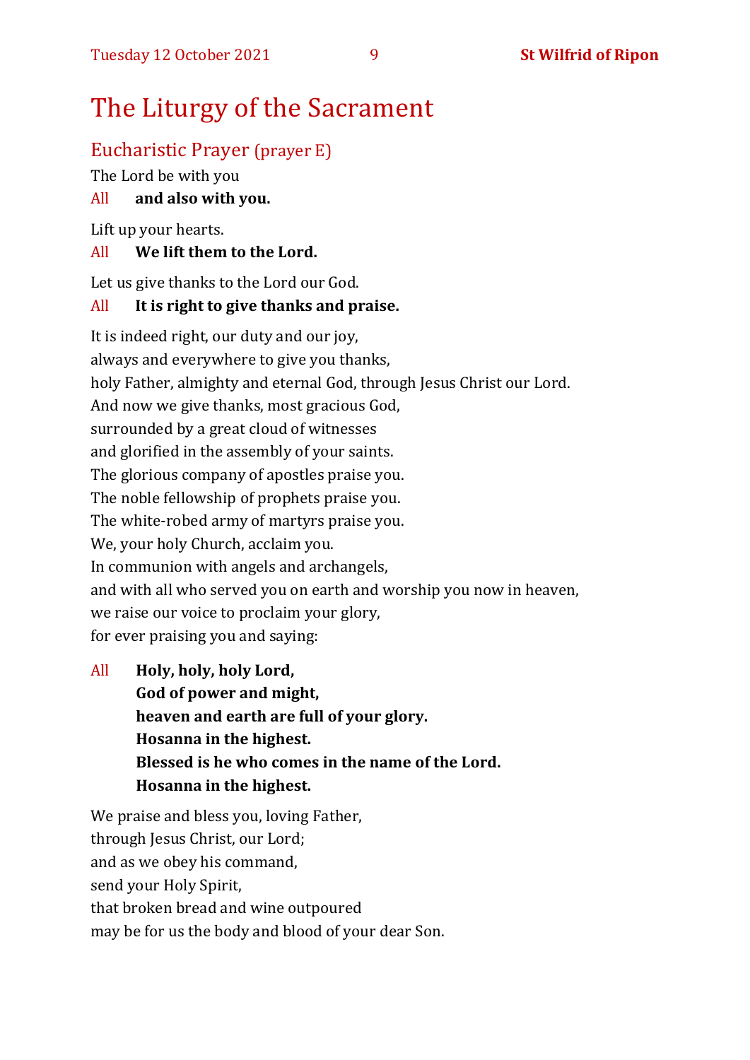# The Liturgy of the Sacrament

## Eucharistic Prayer (prayer E)

The Lord be with you

All **and also with you.**

Lift up your hearts.

All **We lift them to the Lord.**

Let us give thanks to the Lord our God.

All **It is right to give thanks and praise.**

It is indeed right, our duty and our joy,
always and everywhere to give you thanks,
holy Father, almighty and eternal God, through Jesus Christ our Lord.
And now we give thanks, most gracious God,
surrounded by a great cloud of witnesses
and glorified in the assembly of your saints.
The glorious company of apostles praise you.
The noble fellowship of prophets praise you.
The white-robed army of martyrs praise you.
We, your holy Church, acclaim you.
In communion with angels and archangels,
and with all who served you on earth and worship you now in heaven,
we raise our voice to proclaim your glory,
for ever praising you and saying:

All **Holy, holy, holy Lord,**
**God of power and might,**
**heaven and earth are full of your glory.**
**Hosanna in the highest.**
**Blessed is he who comes in the name of the Lord.**
**Hosanna in the highest.**

We praise and bless you, loving Father,
through Jesus Christ, our Lord;
and as we obey his command,
send your Holy Spirit,
that broken bread and wine outpoured
may be for us the body and blood of your dear Son.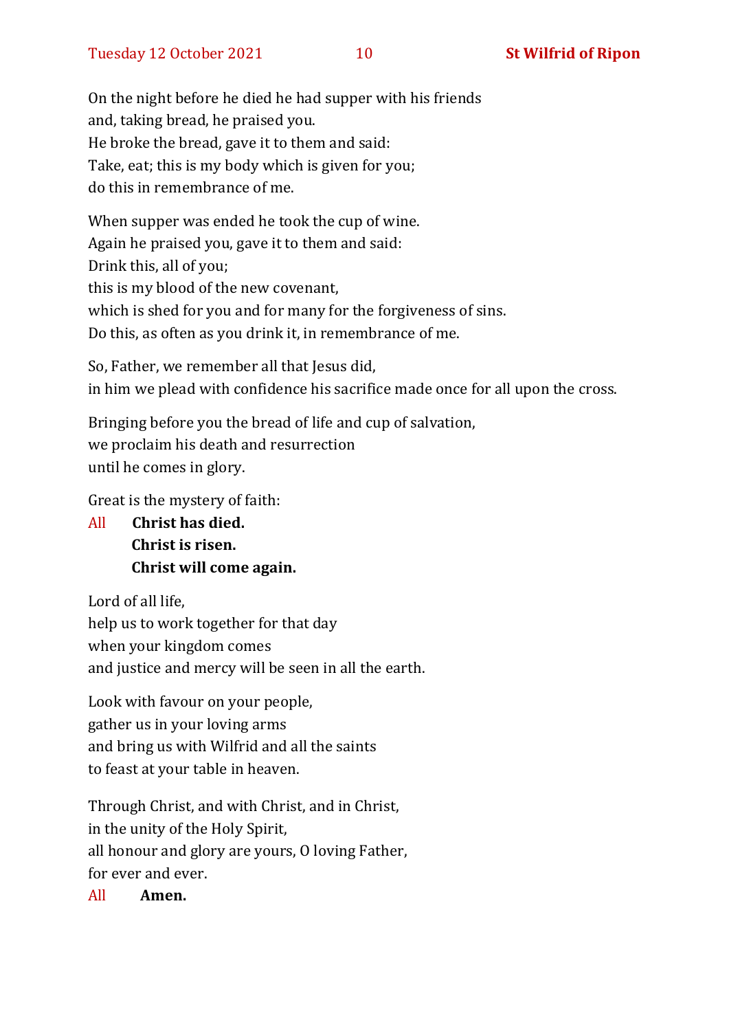On the night before he died he had supper with his friends
and, taking bread, he praised you.
He broke the bread, gave it to them and said:
Take, eat; this is my body which is given for you;
do this in remembrance of me.

When supper was ended he took the cup of wine.
Again he praised you, gave it to them and said:
Drink this, all of you;
this is my blood of the new covenant,
which is shed for you and for many for the forgiveness of sins.
Do this, as often as you drink it, in remembrance of me.

So, Father, we remember all that Jesus did,
in him we plead with confidence his sacrifice made once for all upon the cross.

Bringing before you the bread of life and cup of salvation,
we proclaim his death and resurrection
until he comes in glory.

Great is the mystery of faith:

All **Christ has died.**
**Christ is risen.**
**Christ will come again.**

Lord of all life,
help us to work together for that day
when your kingdom comes
and justice and mercy will be seen in all the earth.

Look with favour on your people,
gather us in your loving arms
and bring us with Wilfrid and all the saints
to feast at your table in heaven.

Through Christ, and with Christ, and in Christ,
in the unity of the Holy Spirit,
all honour and glory are yours, O loving Father,
for ever and ever.

All **Amen.**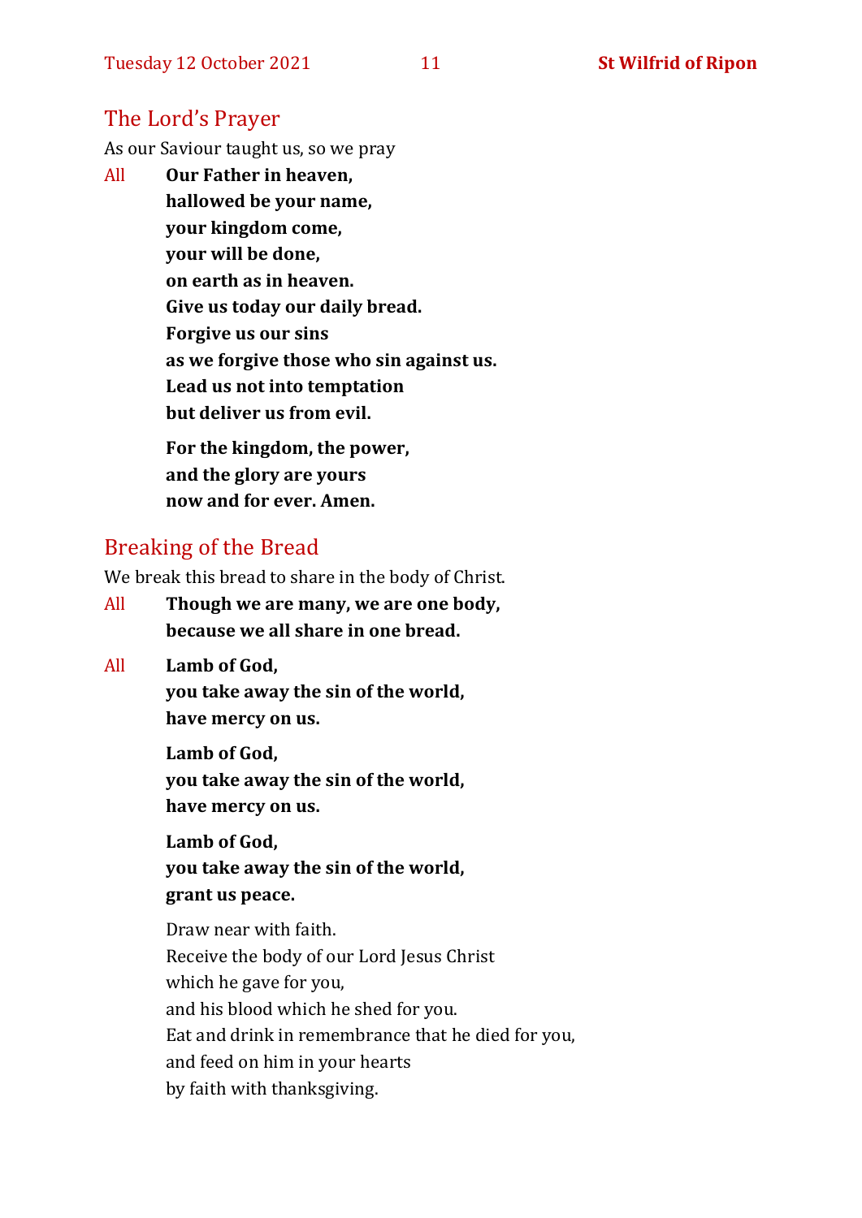## The Lord's Prayer

As our Saviour taught us, so we pray

All **Our Father in heaven,**
**hallowed be your name,**
**your kingdom come,**
**your will be done,**
**on earth as in heaven.**
**Give us today our daily bread.**
**Forgive us our sins**
**as we forgive those who sin against us.**
**Lead us not into temptation**
**but deliver us from evil.**

**For the kingdom, the power,**
**and the glory are yours**
**now and for ever. Amen.**

## Breaking of the Bread

We break this bread to share in the body of Christ.

All **Though we are many, we are one body,**
**because we all share in one bread.**

All **Lamb of God,**
**you take away the sin of the world,**
**have mercy on us.**

**Lamb of God,**
**you take away the sin of the world,**
**have mercy on us.**

**Lamb of God,**
**you take away the sin of the world,**
**grant us peace.**

Draw near with faith.
Receive the body of our Lord Jesus Christ
which he gave for you,
and his blood which he shed for you.
Eat and drink in remembrance that he died for you,
and feed on him in your hearts
by faith with thanksgiving.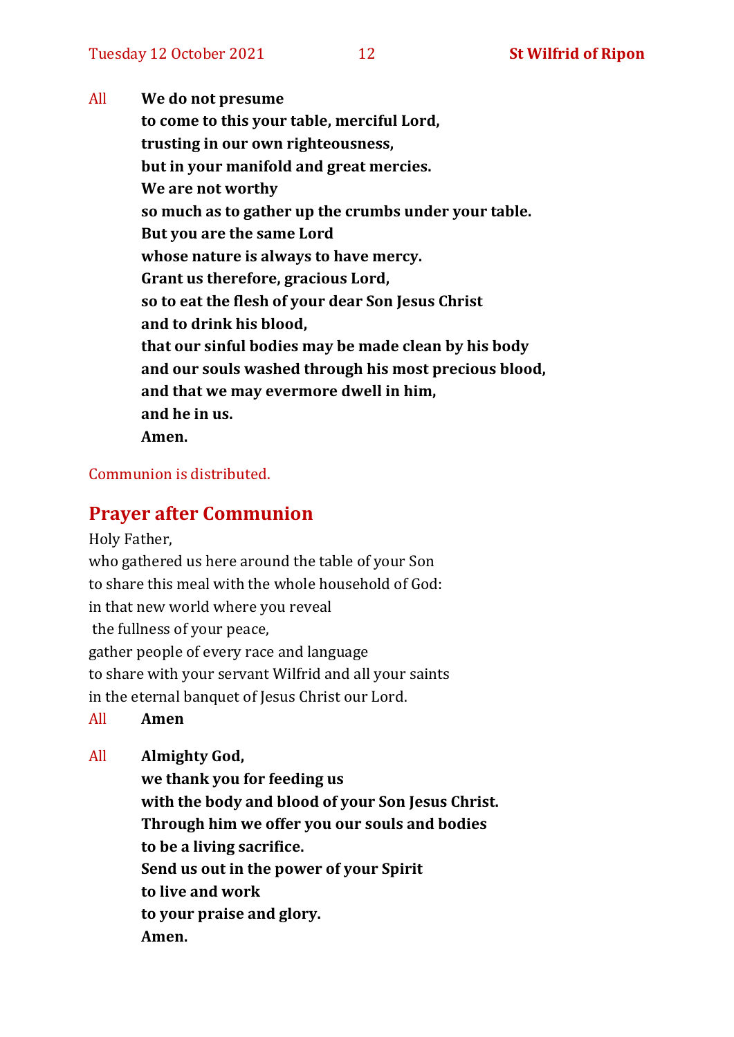All **We do not presume**
**to come to this your table, merciful Lord,**
**trusting in our own righteousness,**
**but in your manifold and great mercies.**
**We are not worthy**
**so much as to gather up the crumbs under your table.**
**But you are the same Lord**
**whose nature is always to have mercy.**
**Grant us therefore, gracious Lord,**
**so to eat the flesh of your dear Son Jesus Christ**
**and to drink his blood,**
**that our sinful bodies may be made clean by his body**
**and our souls washed through his most precious blood,**
**and that we may evermore dwell in him,**
**and he in us.**
**Amen.**

Communion is distributed.

## Prayer after Communion

Holy Father,
who gathered us here around the table of your Son
to share this meal with the whole household of God:
in that new world where you reveal
the fullness of your peace,
gather people of every race and language
to share with your servant Wilfrid and all your saints
in the eternal banquet of Jesus Christ our Lord.

All **Amen**

All **Almighty God,**
**we thank you for feeding us**
**with the body and blood of your Son Jesus Christ.**
**Through him we offer you our souls and bodies**
**to be a living sacrifice.**
**Send us out in the power of your Spirit**
**to live and work**
**to your praise and glory.**
**Amen.**